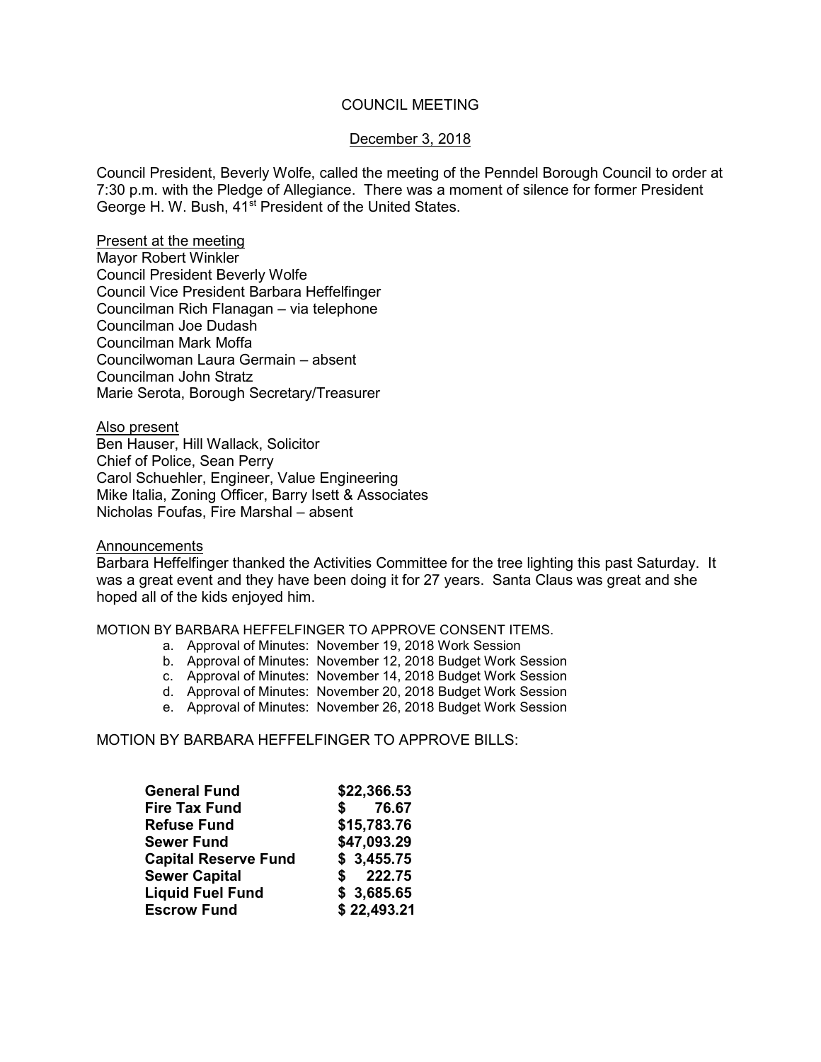# COUNCIL MEETING

December 3, 2018

Council President, Beverly Wolfe, called the meeting of the Penndel Borough Council to order at 7:30 p.m. with the Pledge of Allegiance. There was a moment of silence for former President George H. W. Bush, 41st President of the United States.

Present at the meeting
Mayor Robert Winkler
Council President Beverly Wolfe
Council Vice President Barbara Heffelfinger
Councilman Rich Flanagan – via telephone
Councilman Joe Dudash
Councilman Mark Moffa
Councilwoman Laura Germain – absent
Councilman John Stratz
Marie Serota, Borough Secretary/Treasurer

Also present
Ben Hauser, Hill Wallack, Solicitor
Chief of Police, Sean Perry
Carol Schuehler, Engineer, Value Engineering
Mike Italia, Zoning Officer, Barry Isett & Associates
Nicholas Foufas, Fire Marshal – absent

Announcements
Barbara Heffelfinger thanked the Activities Committee for the tree lighting this past Saturday. It was a great event and they have been doing it for 27 years. Santa Claus was great and she hoped all of the kids enjoyed him.

MOTION BY BARBARA HEFFELFINGER TO APPROVE CONSENT ITEMS.

a. Approval of Minutes: November 19, 2018 Work Session
b. Approval of Minutes: November 12, 2018 Budget Work Session
c. Approval of Minutes: November 14, 2018 Budget Work Session
d. Approval of Minutes: November 20, 2018 Budget Work Session
e. Approval of Minutes: November 26, 2018 Budget Work Session

MOTION BY BARBARA HEFFELFINGER TO APPROVE BILLS:

| | |
|---|---|
| **General Fund** | **$22,366.53** |
| **Fire Tax Fund** | **$ 76.67** |
| **Refuse Fund** | **$15,783.76** |
| **Sewer Fund** | **$47,093.29** |
| **Capital Reserve Fund** | **$ 3,455.75** |
| **Sewer Capital** | **$ 222.75** |
| **Liquid Fuel Fund** | **$ 3,685.65** |
| **Escrow Fund** | **$ 22,493.21** |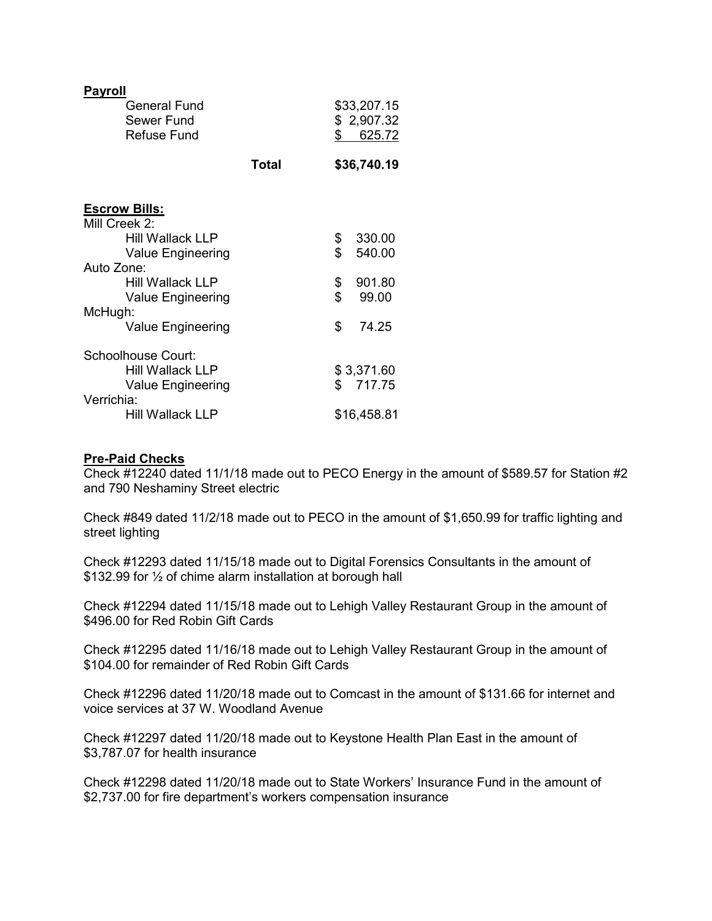**Payroll**

| | | |
|---|---|---|
| General Fund | | $33,207.15 |
| Sewer Fund | | $ 2,907.32 |
| Refuse Fund | | $ 625.72 |
| | **Total** | **$36,740.19** |

**Escrow Bills:**

| | |
|---|---|
| Mill Creek 2: | |
| Hill Wallack LLP | $ 330.00 |
| Value Engineering | $ 540.00 |
| Auto Zone: | |
| Hill Wallack LLP | $ 901.80 |
| Value Engineering | $ 99.00 |
| McHugh: | |
| Value Engineering | $ 74.25 |
| Schoolhouse Court: | |
| Hill Wallack LLP | $ 3,371.60 |
| Value Engineering | $ 717.75 |
| Verrichia: | |
| Hill Wallack LLP | $16,458.81 |

**Pre-Paid Checks**

Check #12240 dated 11/1/18 made out to PECO Energy in the amount of $589.57 for Station #2 and 790 Neshaminy Street electric

Check #849 dated 11/2/18 made out to PECO in the amount of $1,650.99 for traffic lighting and street lighting

Check #12293 dated 11/15/18 made out to Digital Forensics Consultants in the amount of $132.99 for ½ of chime alarm installation at borough hall

Check #12294 dated 11/15/18 made out to Lehigh Valley Restaurant Group in the amount of $496.00 for Red Robin Gift Cards

Check #12295 dated 11/16/18 made out to Lehigh Valley Restaurant Group in the amount of $104.00 for remainder of Red Robin Gift Cards

Check #12296 dated 11/20/18 made out to Comcast in the amount of $131.66 for internet and voice services at 37 W. Woodland Avenue

Check #12297 dated 11/20/18 made out to Keystone Health Plan East in the amount of $3,787.07 for health insurance

Check #12298 dated 11/20/18 made out to State Workers' Insurance Fund in the amount of $2,737.00 for fire department's workers compensation insurance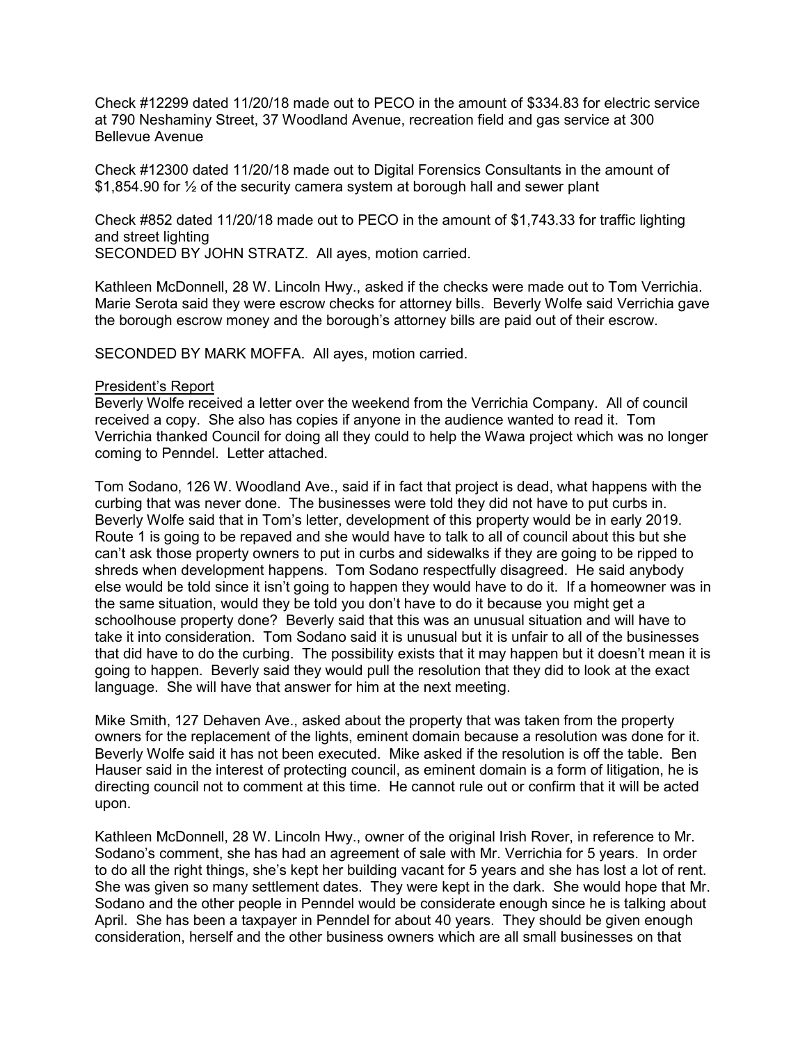Check #12299 dated 11/20/18 made out to PECO in the amount of $334.83 for electric service at 790 Neshaminy Street, 37 Woodland Avenue, recreation field and gas service at 300 Bellevue Avenue

Check #12300 dated 11/20/18 made out to Digital Forensics Consultants in the amount of $1,854.90 for ½ of the security camera system at borough hall and sewer plant

Check #852 dated 11/20/18 made out to PECO in the amount of $1,743.33 for traffic lighting and street lighting
SECONDED BY JOHN STRATZ. All ayes, motion carried.

Kathleen McDonnell, 28 W. Lincoln Hwy., asked if the checks were made out to Tom Verrichia. Marie Serota said they were escrow checks for attorney bills. Beverly Wolfe said Verrichia gave the borough escrow money and the borough's attorney bills are paid out of their escrow.

SECONDED BY MARK MOFFA. All ayes, motion carried.

President's Report

Beverly Wolfe received a letter over the weekend from the Verrichia Company. All of council received a copy. She also has copies if anyone in the audience wanted to read it. Tom Verrichia thanked Council for doing all they could to help the Wawa project which was no longer coming to Penndel. Letter attached.

Tom Sodano, 126 W. Woodland Ave., said if in fact that project is dead, what happens with the curbing that was never done. The businesses were told they did not have to put curbs in. Beverly Wolfe said that in Tom's letter, development of this property would be in early 2019. Route 1 is going to be repaved and she would have to talk to all of council about this but she can't ask those property owners to put in curbs and sidewalks if they are going to be ripped to shreds when development happens. Tom Sodano respectfully disagreed. He said anybody else would be told since it isn't going to happen they would have to do it. If a homeowner was in the same situation, would they be told you don't have to do it because you might get a schoolhouse property done? Beverly said that this was an unusual situation and will have to take it into consideration. Tom Sodano said it is unusual but it is unfair to all of the businesses that did have to do the curbing. The possibility exists that it may happen but it doesn't mean it is going to happen. Beverly said they would pull the resolution that they did to look at the exact language. She will have that answer for him at the next meeting.

Mike Smith, 127 Dehaven Ave., asked about the property that was taken from the property owners for the replacement of the lights, eminent domain because a resolution was done for it. Beverly Wolfe said it has not been executed. Mike asked if the resolution is off the table. Ben Hauser said in the interest of protecting council, as eminent domain is a form of litigation, he is directing council not to comment at this time. He cannot rule out or confirm that it will be acted upon.

Kathleen McDonnell, 28 W. Lincoln Hwy., owner of the original Irish Rover, in reference to Mr. Sodano's comment, she has had an agreement of sale with Mr. Verrichia for 5 years. In order to do all the right things, she's kept her building vacant for 5 years and she has lost a lot of rent. She was given so many settlement dates. They were kept in the dark. She would hope that Mr. Sodano and the other people in Penndel would be considerate enough since he is talking about April. She has been a taxpayer in Penndel for about 40 years. They should be given enough consideration, herself and the other business owners which are all small businesses on that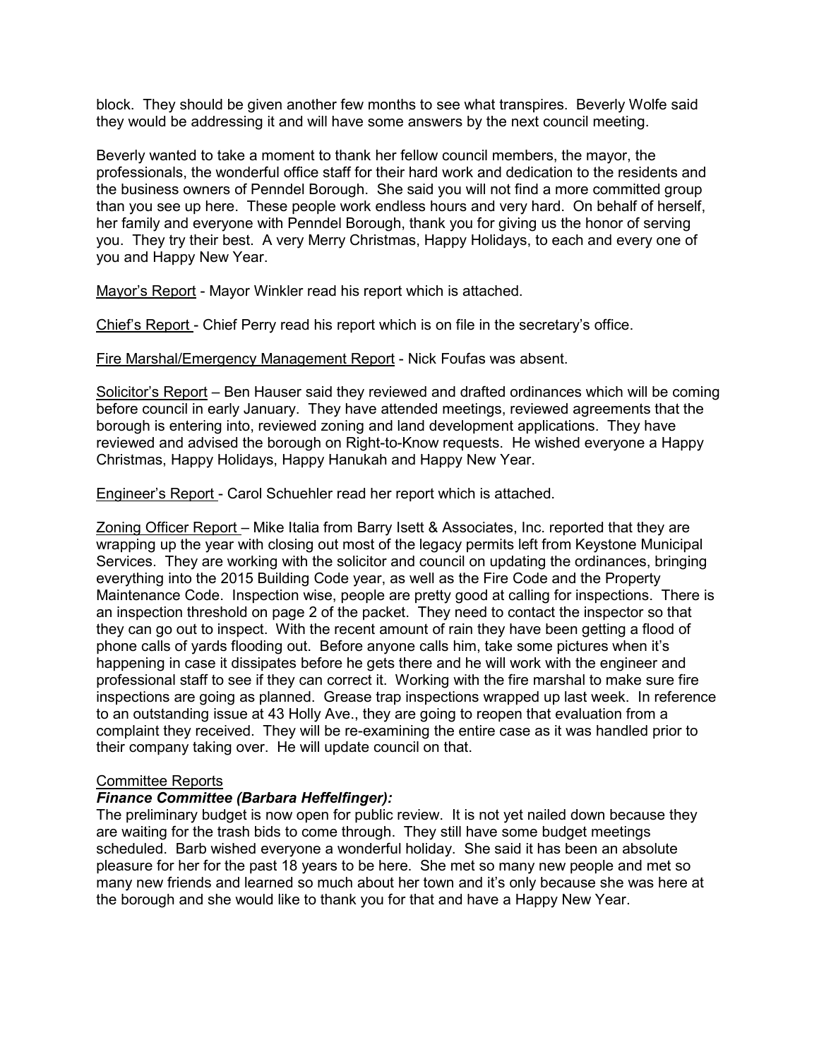block. They should be given another few months to see what transpires. Beverly Wolfe said they would be addressing it and will have some answers by the next council meeting.

Beverly wanted to take a moment to thank her fellow council members, the mayor, the professionals, the wonderful office staff for their hard work and dedication to the residents and the business owners of Penndel Borough. She said you will not find a more committed group than you see up here. These people work endless hours and very hard. On behalf of herself, her family and everyone with Penndel Borough, thank you for giving us the honor of serving you. They try their best. A very Merry Christmas, Happy Holidays, to each and every one of you and Happy New Year.

<u>Mayor's Report</u> - Mayor Winkler read his report which is attached.

<u>Chief's Report</u> - Chief Perry read his report which is on file in the secretary's office.

<u>Fire Marshal/Emergency Management Report</u> - Nick Foufas was absent.

<u>Solicitor's Report</u> – Ben Hauser said they reviewed and drafted ordinances which will be coming before council in early January. They have attended meetings, reviewed agreements that the borough is entering into, reviewed zoning and land development applications. They have reviewed and advised the borough on Right-to-Know requests. He wished everyone a Happy Christmas, Happy Holidays, Happy Hanukah and Happy New Year.

<u>Engineer's Report</u> - Carol Schuehler read her report which is attached.

<u>Zoning Officer Report</u> – Mike Italia from Barry Isett & Associates, Inc. reported that they are wrapping up the year with closing out most of the legacy permits left from Keystone Municipal Services. They are working with the solicitor and council on updating the ordinances, bringing everything into the 2015 Building Code year, as well as the Fire Code and the Property Maintenance Code. Inspection wise, people are pretty good at calling for inspections. There is an inspection threshold on page 2 of the packet. They need to contact the inspector so that they can go out to inspect. With the recent amount of rain they have been getting a flood of phone calls of yards flooding out. Before anyone calls him, take some pictures when it's happening in case it dissipates before he gets there and he will work with the engineer and professional staff to see if they can correct it. Working with the fire marshal to make sure fire inspections are going as planned. Grease trap inspections wrapped up last week. In reference to an outstanding issue at 43 Holly Ave., they are going to reopen that evaluation from a complaint they received. They will be re-examining the entire case as it was handled prior to their company taking over. He will update council on that.

<u>Committee Reports</u>

***Finance Committee (Barbara Heffelfinger):***

The preliminary budget is now open for public review. It is not yet nailed down because they are waiting for the trash bids to come through. They still have some budget meetings scheduled. Barb wished everyone a wonderful holiday. She said it has been an absolute pleasure for her for the past 18 years to be here. She met so many new people and met so many new friends and learned so much about her town and it's only because she was here at the borough and she would like to thank you for that and have a Happy New Year.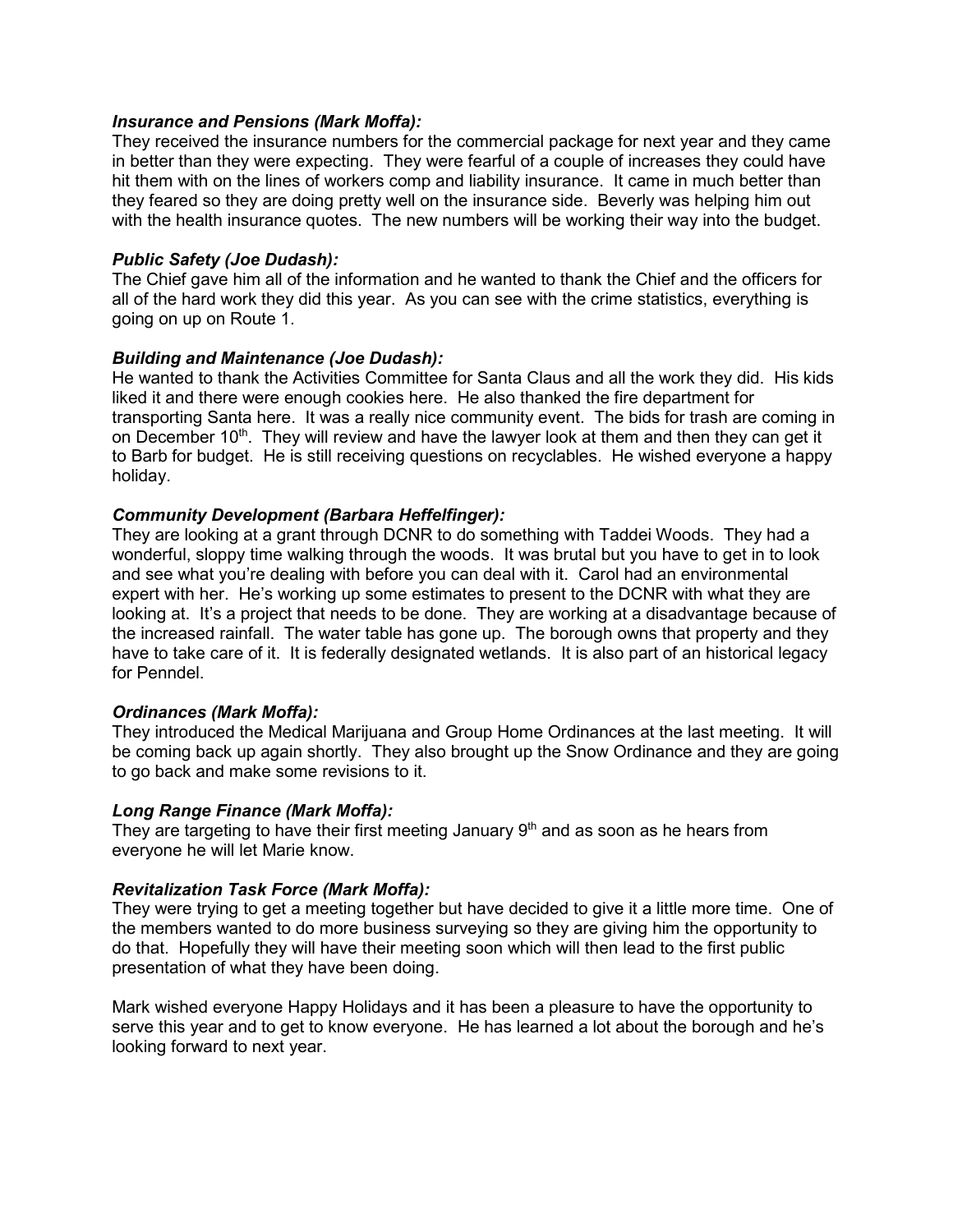***Insurance and Pensions (Mark Moffa):***
They received the insurance numbers for the commercial package for next year and they came in better than they were expecting. They were fearful of a couple of increases they could have hit them with on the lines of workers comp and liability insurance. It came in much better than they feared so they are doing pretty well on the insurance side. Beverly was helping him out with the health insurance quotes. The new numbers will be working their way into the budget.

***Public Safety (Joe Dudash):***
The Chief gave him all of the information and he wanted to thank the Chief and the officers for all of the hard work they did this year. As you can see with the crime statistics, everything is going on up on Route 1.

***Building and Maintenance (Joe Dudash):***
He wanted to thank the Activities Committee for Santa Claus and all the work they did. His kids liked it and there were enough cookies here. He also thanked the fire department for transporting Santa here. It was a really nice community event. The bids for trash are coming in on December 10th. They will review and have the lawyer look at them and then they can get it to Barb for budget. He is still receiving questions on recyclables. He wished everyone a happy holiday.

***Community Development (Barbara Heffelfinger):***
They are looking at a grant through DCNR to do something with Taddei Woods. They had a wonderful, sloppy time walking through the woods. It was brutal but you have to get in to look and see what you're dealing with before you can deal with it. Carol had an environmental expert with her. He's working up some estimates to present to the DCNR with what they are looking at. It's a project that needs to be done. They are working at a disadvantage because of the increased rainfall. The water table has gone up. The borough owns that property and they have to take care of it. It is federally designated wetlands. It is also part of an historical legacy for Penndel.

***Ordinances (Mark Moffa):***
They introduced the Medical Marijuana and Group Home Ordinances at the last meeting. It will be coming back up again shortly. They also brought up the Snow Ordinance and they are going to go back and make some revisions to it.

***Long Range Finance (Mark Moffa):***
They are targeting to have their first meeting January 9th and as soon as he hears from everyone he will let Marie know.

***Revitalization Task Force (Mark Moffa):***
They were trying to get a meeting together but have decided to give it a little more time. One of the members wanted to do more business surveying so they are giving him the opportunity to do that. Hopefully they will have their meeting soon which will then lead to the first public presentation of what they have been doing.

Mark wished everyone Happy Holidays and it has been a pleasure to have the opportunity to serve this year and to get to know everyone. He has learned a lot about the borough and he's looking forward to next year.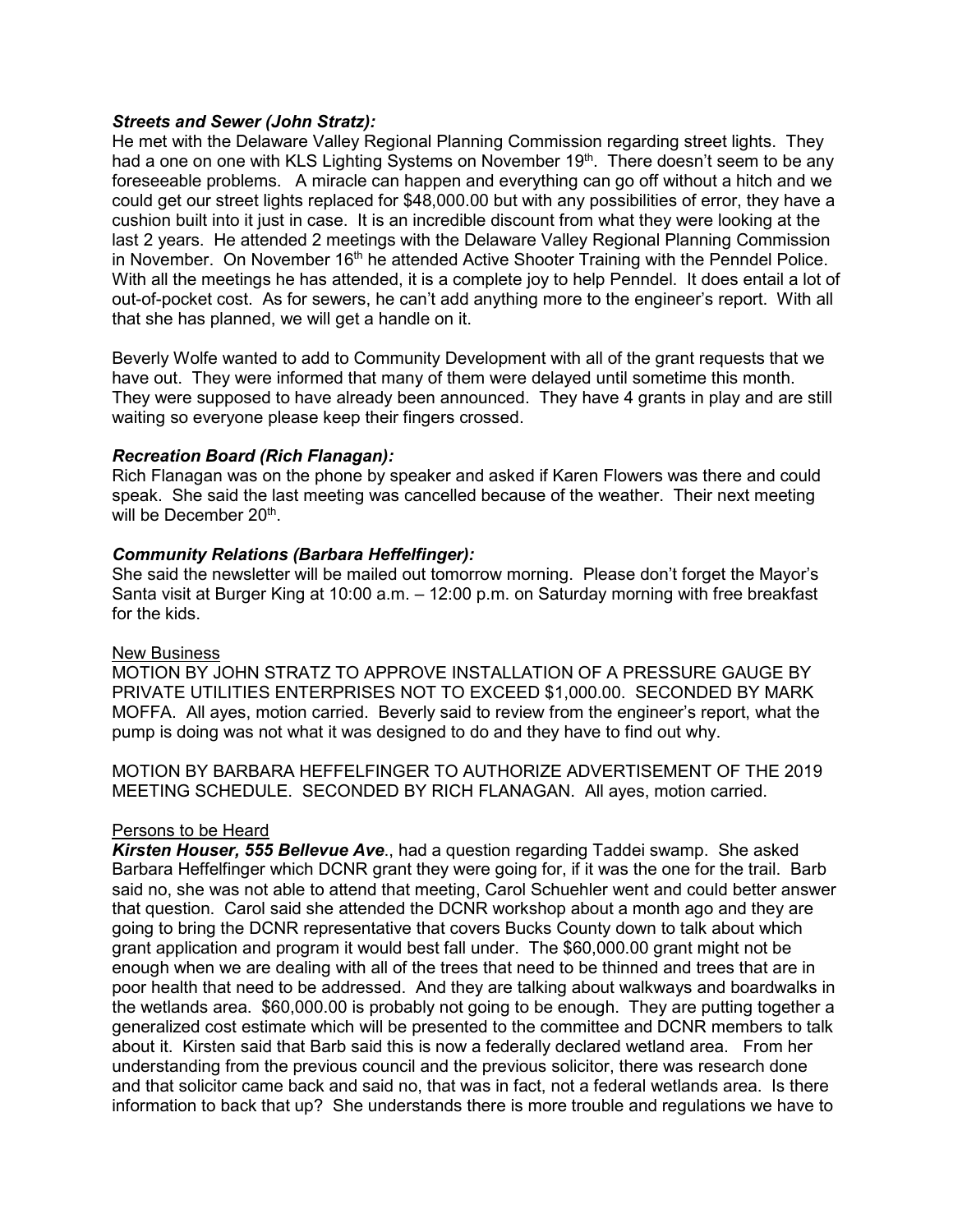***Streets and Sewer (John Stratz):***

He met with the Delaware Valley Regional Planning Commission regarding street lights. They had a one on one with KLS Lighting Systems on November 19th. There doesn't seem to be any foreseeable problems. A miracle can happen and everything can go off without a hitch and we could get our street lights replaced for $48,000.00 but with any possibilities of error, they have a cushion built into it just in case. It is an incredible discount from what they were looking at the last 2 years. He attended 2 meetings with the Delaware Valley Regional Planning Commission in November. On November 16th he attended Active Shooter Training with the Penndel Police. With all the meetings he has attended, it is a complete joy to help Penndel. It does entail a lot of out-of-pocket cost. As for sewers, he can't add anything more to the engineer's report. With all that she has planned, we will get a handle on it.

Beverly Wolfe wanted to add to Community Development with all of the grant requests that we have out. They were informed that many of them were delayed until sometime this month. They were supposed to have already been announced. They have 4 grants in play and are still waiting so everyone please keep their fingers crossed.

***Recreation Board (Rich Flanagan):***

Rich Flanagan was on the phone by speaker and asked if Karen Flowers was there and could speak. She said the last meeting was cancelled because of the weather. Their next meeting will be December 20th.

***Community Relations (Barbara Heffelfinger):***

She said the newsletter will be mailed out tomorrow morning. Please don't forget the Mayor's Santa visit at Burger King at 10:00 a.m. – 12:00 p.m. on Saturday morning with free breakfast for the kids.

<u>New Business</u>

MOTION BY JOHN STRATZ TO APPROVE INSTALLATION OF A PRESSURE GAUGE BY PRIVATE UTILITIES ENTERPRISES NOT TO EXCEED $1,000.00. SECONDED BY MARK MOFFA. All ayes, motion carried. Beverly said to review from the engineer's report, what the pump is doing was not what it was designed to do and they have to find out why.

MOTION BY BARBARA HEFFELFINGER TO AUTHORIZE ADVERTISEMENT OF THE 2019 MEETING SCHEDULE. SECONDED BY RICH FLANAGAN. All ayes, motion carried.

<u>Persons to be Heard</u>

***Kirsten Houser, 555 Bellevue Ave***., had a question regarding Taddei swamp. She asked Barbara Heffelfinger which DCNR grant they were going for, if it was the one for the trail. Barb said no, she was not able to attend that meeting, Carol Schuehler went and could better answer that question. Carol said she attended the DCNR workshop about a month ago and they are going to bring the DCNR representative that covers Bucks County down to talk about which grant application and program it would best fall under. The $60,000.00 grant might not be enough when we are dealing with all of the trees that need to be thinned and trees that are in poor health that need to be addressed. And they are talking about walkways and boardwalks in the wetlands area. $60,000.00 is probably not going to be enough. They are putting together a generalized cost estimate which will be presented to the committee and DCNR members to talk about it. Kirsten said that Barb said this is now a federally declared wetland area. From her understanding from the previous council and the previous solicitor, there was research done and that solicitor came back and said no, that was in fact, not a federal wetlands area. Is there information to back that up? She understands there is more trouble and regulations we have to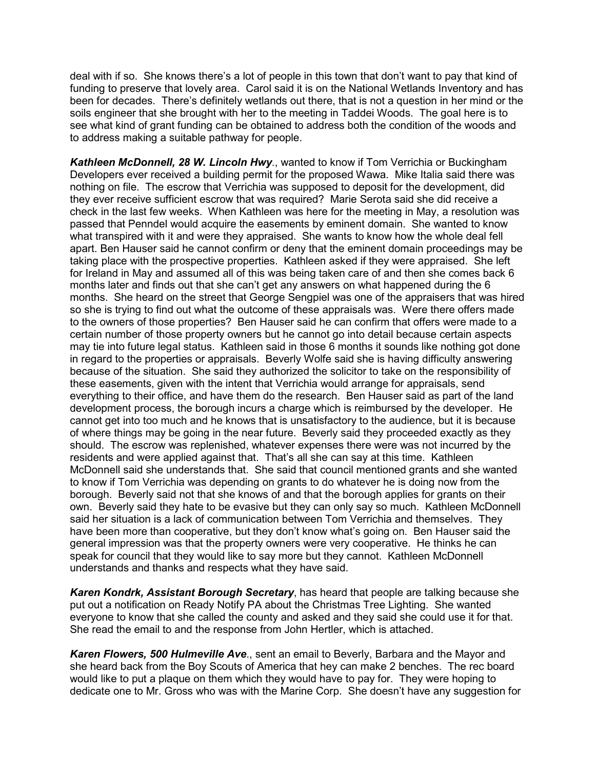deal with if so. She knows there's a lot of people in this town that don't want to pay that kind of funding to preserve that lovely area. Carol said it is on the National Wetlands Inventory and has been for decades. There's definitely wetlands out there, that is not a question in her mind or the soils engineer that she brought with her to the meeting in Taddei Woods. The goal here is to see what kind of grant funding can be obtained to address both the condition of the woods and to address making a suitable pathway for people.

***Kathleen McDonnell, 28 W. Lincoln Hwy***., wanted to know if Tom Verrichia or Buckingham Developers ever received a building permit for the proposed Wawa. Mike Italia said there was nothing on file. The escrow that Verrichia was supposed to deposit for the development, did they ever receive sufficient escrow that was required? Marie Serota said she did receive a check in the last few weeks. When Kathleen was here for the meeting in May, a resolution was passed that Penndel would acquire the easements by eminent domain. She wanted to know what transpired with it and were they appraised. She wants to know how the whole deal fell apart. Ben Hauser said he cannot confirm or deny that the eminent domain proceedings may be taking place with the prospective properties. Kathleen asked if they were appraised. She left for Ireland in May and assumed all of this was being taken care of and then she comes back 6 months later and finds out that she can't get any answers on what happened during the 6 months. She heard on the street that George Sengpiel was one of the appraisers that was hired so she is trying to find out what the outcome of these appraisals was. Were there offers made to the owners of those properties? Ben Hauser said he can confirm that offers were made to a certain number of those property owners but he cannot go into detail because certain aspects may tie into future legal status. Kathleen said in those 6 months it sounds like nothing got done in regard to the properties or appraisals. Beverly Wolfe said she is having difficulty answering because of the situation. She said they authorized the solicitor to take on the responsibility of these easements, given with the intent that Verrichia would arrange for appraisals, send everything to their office, and have them do the research. Ben Hauser said as part of the land development process, the borough incurs a charge which is reimbursed by the developer. He cannot get into too much and he knows that is unsatisfactory to the audience, but it is because of where things may be going in the near future. Beverly said they proceeded exactly as they should. The escrow was replenished, whatever expenses there were was not incurred by the residents and were applied against that. That's all she can say at this time. Kathleen McDonnell said she understands that. She said that council mentioned grants and she wanted to know if Tom Verrichia was depending on grants to do whatever he is doing now from the borough. Beverly said not that she knows of and that the borough applies for grants on their own. Beverly said they hate to be evasive but they can only say so much. Kathleen McDonnell said her situation is a lack of communication between Tom Verrichia and themselves. They have been more than cooperative, but they don't know what's going on. Ben Hauser said the general impression was that the property owners were very cooperative. He thinks he can speak for council that they would like to say more but they cannot. Kathleen McDonnell understands and thanks and respects what they have said.

***Karen Kondrk, Assistant Borough Secretary***, has heard that people are talking because she put out a notification on Ready Notify PA about the Christmas Tree Lighting. She wanted everyone to know that she called the county and asked and they said she could use it for that. She read the email to and the response from John Hertler, which is attached.

***Karen Flowers, 500 Hulmeville Ave***., sent an email to Beverly, Barbara and the Mayor and she heard back from the Boy Scouts of America that hey can make 2 benches. The rec board would like to put a plaque on them which they would have to pay for. They were hoping to dedicate one to Mr. Gross who was with the Marine Corp. She doesn't have any suggestion for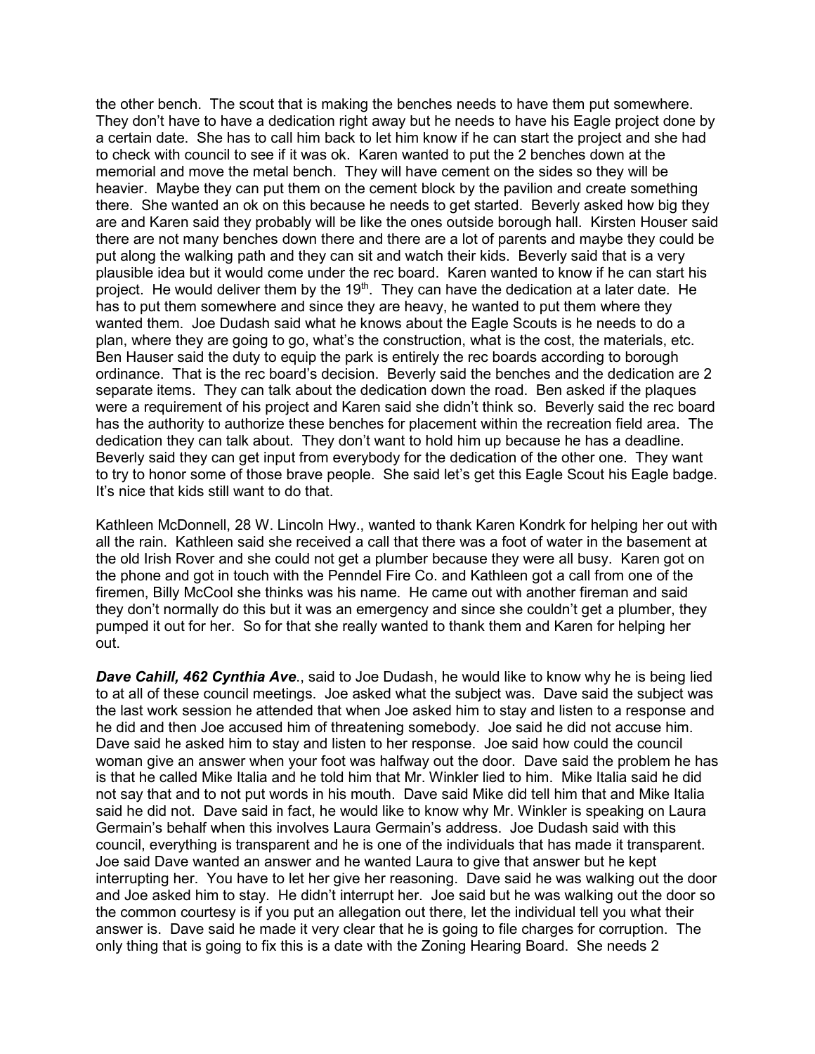the other bench. The scout that is making the benches needs to have them put somewhere. They don't have to have a dedication right away but he needs to have his Eagle project done by a certain date. She has to call him back to let him know if he can start the project and she had to check with council to see if it was ok. Karen wanted to put the 2 benches down at the memorial and move the metal bench. They will have cement on the sides so they will be heavier. Maybe they can put them on the cement block by the pavilion and create something there. She wanted an ok on this because he needs to get started. Beverly asked how big they are and Karen said they probably will be like the ones outside borough hall. Kirsten Houser said there are not many benches down there and there are a lot of parents and maybe they could be put along the walking path and they can sit and watch their kids. Beverly said that is a very plausible idea but it would come under the rec board. Karen wanted to know if he can start his project. He would deliver them by the 19th. They can have the dedication at a later date. He has to put them somewhere and since they are heavy, he wanted to put them where they wanted them. Joe Dudash said what he knows about the Eagle Scouts is he needs to do a plan, where they are going to go, what's the construction, what is the cost, the materials, etc. Ben Hauser said the duty to equip the park is entirely the rec boards according to borough ordinance. That is the rec board's decision. Beverly said the benches and the dedication are 2 separate items. They can talk about the dedication down the road. Ben asked if the plaques were a requirement of his project and Karen said she didn't think so. Beverly said the rec board has the authority to authorize these benches for placement within the recreation field area. The dedication they can talk about. They don't want to hold him up because he has a deadline. Beverly said they can get input from everybody for the dedication of the other one. They want to try to honor some of those brave people. She said let's get this Eagle Scout his Eagle badge. It's nice that kids still want to do that.

Kathleen McDonnell, 28 W. Lincoln Hwy., wanted to thank Karen Kondrk for helping her out with all the rain. Kathleen said she received a call that there was a foot of water in the basement at the old Irish Rover and she could not get a plumber because they were all busy. Karen got on the phone and got in touch with the Penndel Fire Co. and Kathleen got a call from one of the firemen, Billy McCool she thinks was his name. He came out with another fireman and said they don't normally do this but it was an emergency and since she couldn't get a plumber, they pumped it out for her. So for that she really wanted to thank them and Karen for helping her out.

***Dave Cahill, 462 Cynthia Ave***., said to Joe Dudash, he would like to know why he is being lied to at all of these council meetings. Joe asked what the subject was. Dave said the subject was the last work session he attended that when Joe asked him to stay and listen to a response and he did and then Joe accused him of threatening somebody. Joe said he did not accuse him. Dave said he asked him to stay and listen to her response. Joe said how could the council woman give an answer when your foot was halfway out the door. Dave said the problem he has is that he called Mike Italia and he told him that Mr. Winkler lied to him. Mike Italia said he did not say that and to not put words in his mouth. Dave said Mike did tell him that and Mike Italia said he did not. Dave said in fact, he would like to know why Mr. Winkler is speaking on Laura Germain's behalf when this involves Laura Germain's address. Joe Dudash said with this council, everything is transparent and he is one of the individuals that has made it transparent. Joe said Dave wanted an answer and he wanted Laura to give that answer but he kept interrupting her. You have to let her give her reasoning. Dave said he was walking out the door and Joe asked him to stay. He didn't interrupt her. Joe said but he was walking out the door so the common courtesy is if you put an allegation out there, let the individual tell you what their answer is. Dave said he made it very clear that he is going to file charges for corruption. The only thing that is going to fix this is a date with the Zoning Hearing Board. She needs 2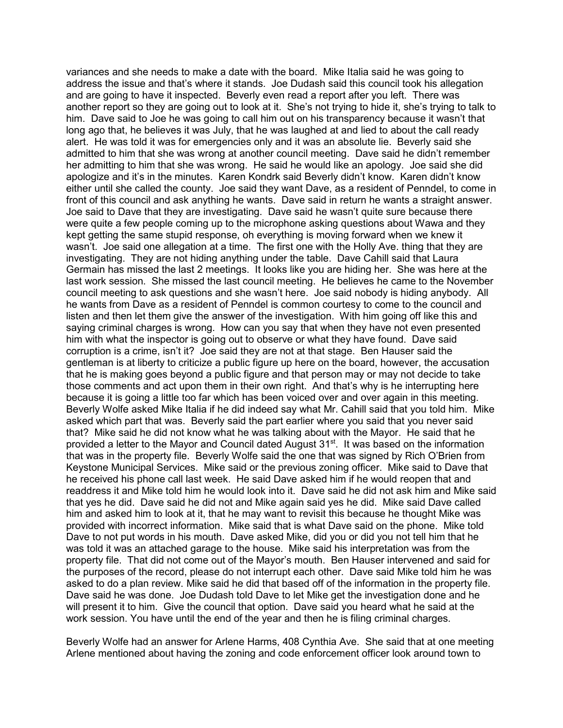variances and she needs to make a date with the board. Mike Italia said he was going to address the issue and that's where it stands. Joe Dudash said this council took his allegation and are going to have it inspected. Beverly even read a report after you left. There was another report so they are going out to look at it. She's not trying to hide it, she's trying to talk to him. Dave said to Joe he was going to call him out on his transparency because it wasn't that long ago that, he believes it was July, that he was laughed at and lied to about the call ready alert. He was told it was for emergencies only and it was an absolute lie. Beverly said she admitted to him that she was wrong at another council meeting. Dave said he didn't remember her admitting to him that she was wrong. He said he would like an apology. Joe said she did apologize and it's in the minutes. Karen Kondrk said Beverly didn't know. Karen didn't know either until she called the county. Joe said they want Dave, as a resident of Penndel, to come in front of this council and ask anything he wants. Dave said in return he wants a straight answer. Joe said to Dave that they are investigating. Dave said he wasn't quite sure because there were quite a few people coming up to the microphone asking questions about Wawa and they kept getting the same stupid response, oh everything is moving forward when we knew it wasn't. Joe said one allegation at a time. The first one with the Holly Ave. thing that they are investigating. They are not hiding anything under the table. Dave Cahill said that Laura Germain has missed the last 2 meetings. It looks like you are hiding her. She was here at the last work session. She missed the last council meeting. He believes he came to the November council meeting to ask questions and she wasn't here. Joe said nobody is hiding anybody. All he wants from Dave as a resident of Penndel is common courtesy to come to the council and listen and then let them give the answer of the investigation. With him going off like this and saying criminal charges is wrong. How can you say that when they have not even presented him with what the inspector is going out to observe or what they have found. Dave said corruption is a crime, isn't it? Joe said they are not at that stage. Ben Hauser said the gentleman is at liberty to criticize a public figure up here on the board, however, the accusation that he is making goes beyond a public figure and that person may or may not decide to take those comments and act upon them in their own right. And that's why is he interrupting here because it is going a little too far which has been voiced over and over again in this meeting. Beverly Wolfe asked Mike Italia if he did indeed say what Mr. Cahill said that you told him. Mike asked which part that was. Beverly said the part earlier where you said that you never said that? Mike said he did not know what he was talking about with the Mayor. He said that he provided a letter to the Mayor and Council dated August 31st. It was based on the information that was in the property file. Beverly Wolfe said the one that was signed by Rich O'Brien from Keystone Municipal Services. Mike said or the previous zoning officer. Mike said to Dave that he received his phone call last week. He said Dave asked him if he would reopen that and readdress it and Mike told him he would look into it. Dave said he did not ask him and Mike said that yes he did. Dave said he did not and Mike again said yes he did. Mike said Dave called him and asked him to look at it, that he may want to revisit this because he thought Mike was provided with incorrect information. Mike said that is what Dave said on the phone. Mike told Dave to not put words in his mouth. Dave asked Mike, did you or did you not tell him that he was told it was an attached garage to the house. Mike said his interpretation was from the property file. That did not come out of the Mayor's mouth. Ben Hauser intervened and said for the purposes of the record, please do not interrupt each other. Dave said Mike told him he was asked to do a plan review. Mike said he did that based off of the information in the property file. Dave said he was done. Joe Dudash told Dave to let Mike get the investigation done and he will present it to him. Give the council that option. Dave said you heard what he said at the work session. You have until the end of the year and then he is filing criminal charges.

Beverly Wolfe had an answer for Arlene Harms, 408 Cynthia Ave. She said that at one meeting Arlene mentioned about having the zoning and code enforcement officer look around town to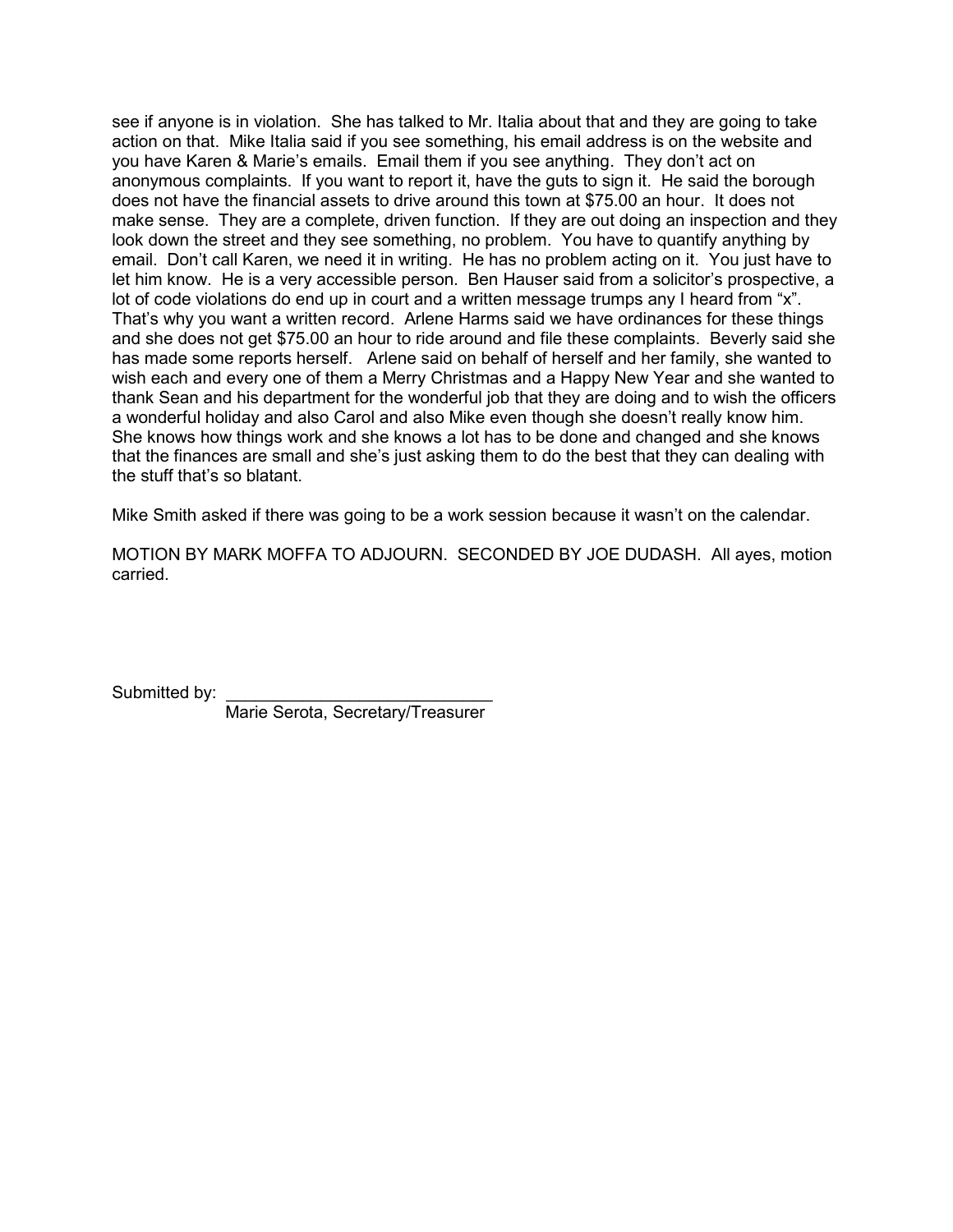see if anyone is in violation. She has talked to Mr. Italia about that and they are going to take action on that. Mike Italia said if you see something, his email address is on the website and you have Karen & Marie's emails. Email them if you see anything. They don't act on anonymous complaints. If you want to report it, have the guts to sign it. He said the borough does not have the financial assets to drive around this town at $75.00 an hour. It does not make sense. They are a complete, driven function. If they are out doing an inspection and they look down the street and they see something, no problem. You have to quantify anything by email. Don't call Karen, we need it in writing. He has no problem acting on it. You just have to let him know. He is a very accessible person. Ben Hauser said from a solicitor's prospective, a lot of code violations do end up in court and a written message trumps any I heard from "x". That's why you want a written record. Arlene Harms said we have ordinances for these things and she does not get $75.00 an hour to ride around and file these complaints. Beverly said she has made some reports herself. Arlene said on behalf of herself and her family, she wanted to wish each and every one of them a Merry Christmas and a Happy New Year and she wanted to thank Sean and his department for the wonderful job that they are doing and to wish the officers a wonderful holiday and also Carol and also Mike even though she doesn't really know him. She knows how things work and she knows a lot has to be done and changed and she knows that the finances are small and she's just asking them to do the best that they can dealing with the stuff that's so blatant.

Mike Smith asked if there was going to be a work session because it wasn't on the calendar.

MOTION BY MARK MOFFA TO ADJOURN. SECONDED BY JOE DUDASH. All ayes, motion carried.

Submitted by: ____________________________
Marie Serota, Secretary/Treasurer